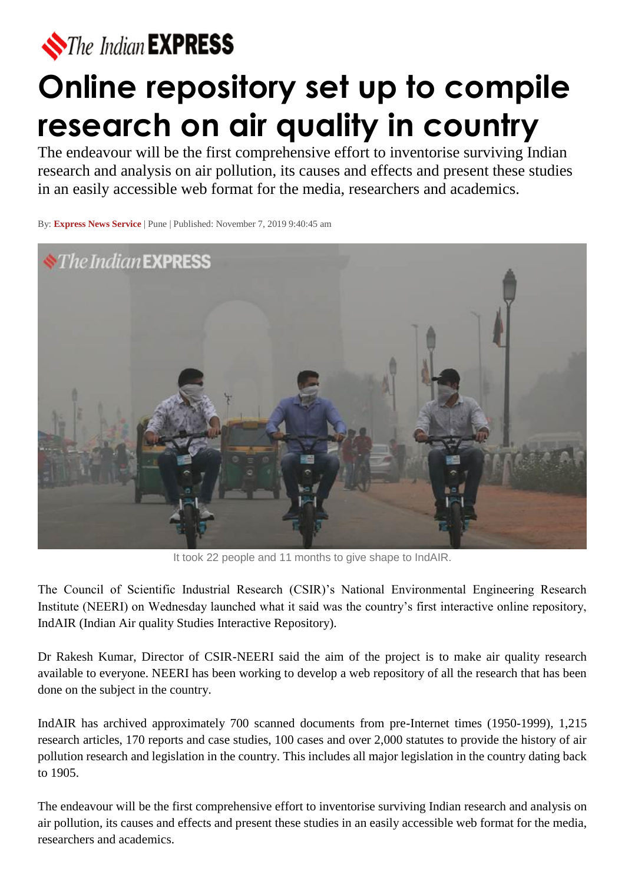The Indian EXPRESS

# Online repository set up to compile research on air quality in country

The endeavour will be the first comprehensive effort to inventorise surviving Indian research and analysis on air pollution, its causes and effects and present these studies in an easily accessible web format for the media, researchers and academics.

By: **Express News Service** | Pune | Published: November 7, 2019 9:40:45 am

It took 22 people and 11 months to give shape to IndAIR.

The Council of Scientific Industrial Research (CSIR)'s National Environmental Engineering Research Institute (NEERI) on Wednesday launched what it said was the country's first interactive online repository, IndAIR (Indian Air quality Studies Interactive Repository).

Dr Rakesh Kumar, Director of CSIR-NEERI said the aim of the project is to make air quality research available to everyone. NEERI has been working to develop a web repository of all the research that has been done on the subject in the country.

IndAIR has archived approximately 700 scanned documents from pre-Internet times (1950-1999), 1,215 research articles, 170 reports and case studies, 100 cases and over 2,000 statutes to provide the history of air pollution research and legislation in the country. This includes all major legislation in the country dating back to 1905.

The endeavour will be the first comprehensive effort to inventorise surviving Indian research and analysis on air pollution, its causes and effects and present these studies in an easily accessible web format for the media, researchers and academics.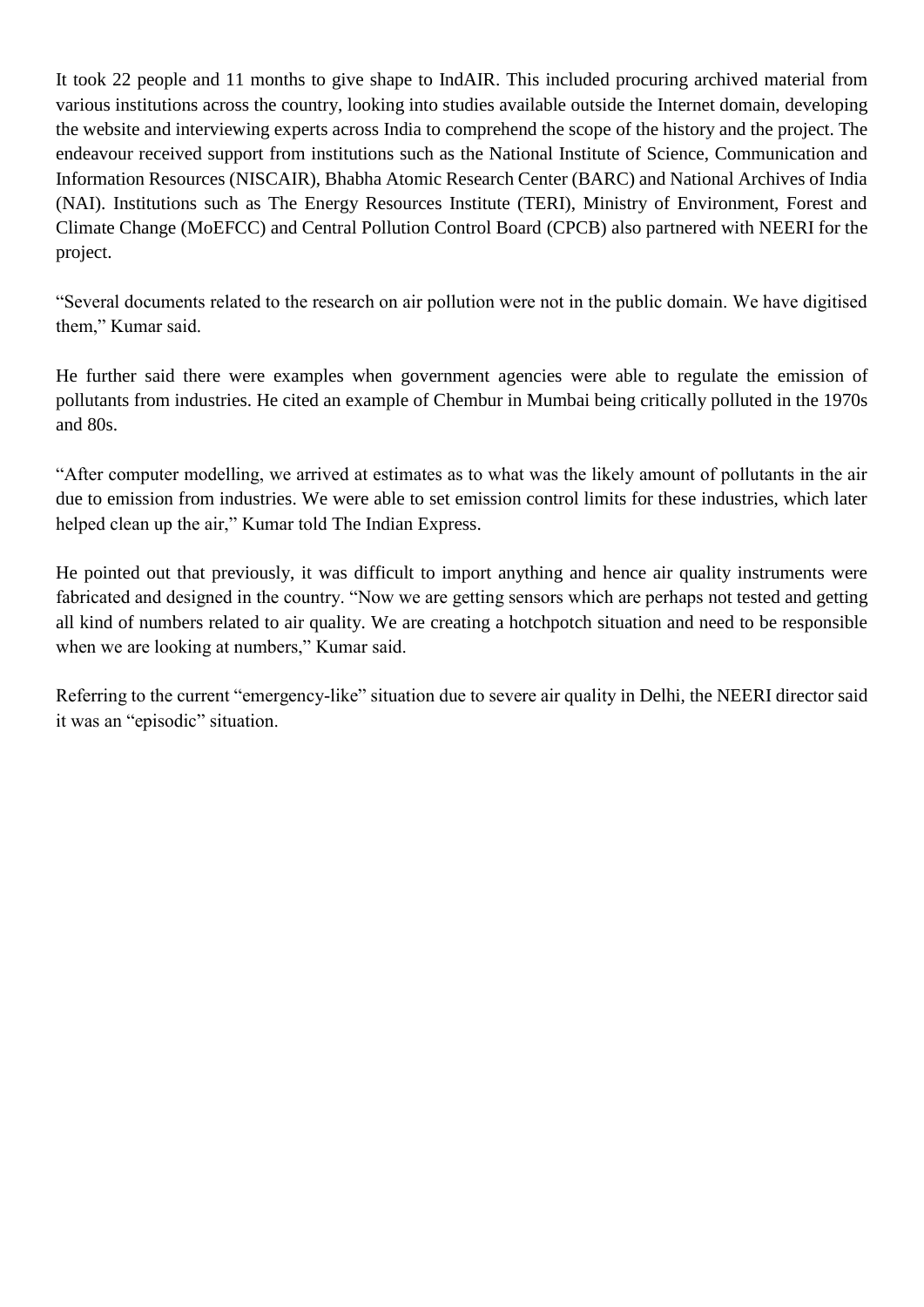It took 22 people and 11 months to give shape to IndAIR. This included procuring archived material from various institutions across the country, looking into studies available outside the Internet domain, developing the website and interviewing experts across India to comprehend the scope of the history and the project. The endeavour received support from institutions such as the National Institute of Science, Communication and Information Resources (NISCAIR), Bhabha Atomic Research Center (BARC) and National Archives of India (NAI). Institutions such as The Energy Resources Institute (TERI), Ministry of Environment, Forest and Climate Change (MoEFCC) and Central Pollution Control Board (CPCB) also partnered with NEERI for the project.

"Several documents related to the research on air pollution were not in the public domain. We have digitised them," Kumar said.

He further said there were examples when government agencies were able to regulate the emission of pollutants from industries. He cited an example of Chembur in Mumbai being critically polluted in the 1970s and 80s.

"After computer modelling, we arrived at estimates as to what was the likely amount of pollutants in the air due to emission from industries. We were able to set emission control limits for these industries, which later helped clean up the air," Kumar told The Indian Express.

He pointed out that previously, it was difficult to import anything and hence air quality instruments were fabricated and designed in the country. "Now we are getting sensors which are perhaps not tested and getting all kind of numbers related to air quality. We are creating a hotchpotch situation and need to be responsible when we are looking at numbers," Kumar said.

Referring to the current "emergency-like" situation due to severe air quality in Delhi, the NEERI director said it was an "episodic" situation.